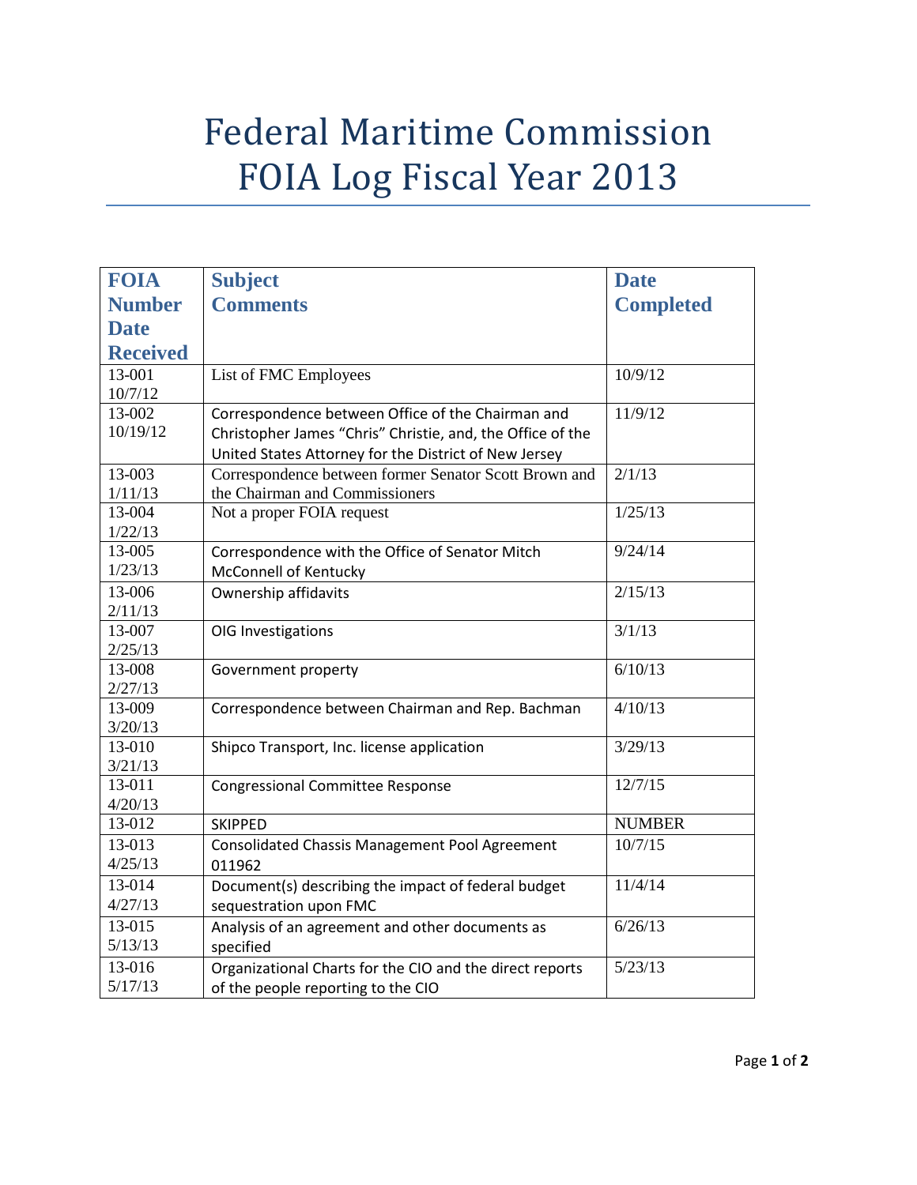# Federal Maritime Commission
# FOIA Log Fiscal Year 2013

| FOIA Number Date Received | Subject Comments | Date Completed |
|---|---|---|
| 13-001 10/7/12 | List of FMC Employees | 10/9/12 |
| 13-002 10/19/12 | Correspondence between Office of the Chairman and Christopher James "Chris" Christie, and, the Office of the United States Attorney for the District of New Jersey | 11/9/12 |
| 13-003 1/11/13 | Correspondence between former Senator Scott Brown and the Chairman and Commissioners | 2/1/13 |
| 13-004 1/22/13 | Not a proper FOIA request | 1/25/13 |
| 13-005 1/23/13 | Correspondence with the Office of Senator Mitch McConnell of Kentucky | 9/24/14 |
| 13-006 2/11/13 | Ownership affidavits | 2/15/13 |
| 13-007 2/25/13 | OIG Investigations | 3/1/13 |
| 13-008 2/27/13 | Government property | 6/10/13 |
| 13-009 3/20/13 | Correspondence between Chairman and Rep. Bachman | 4/10/13 |
| 13-010 3/21/13 | Shipco Transport, Inc. license application | 3/29/13 |
| 13-011 4/20/13 | Congressional Committee Response | 12/7/15 |
| 13-012 | SKIPPED | NUMBER |
| 13-013 4/25/13 | Consolidated Chassis Management Pool Agreement 011962 | 10/7/15 |
| 13-014 4/27/13 | Document(s) describing the impact of federal budget sequestration upon FMC | 11/4/14 |
| 13-015 5/13/13 | Analysis of an agreement and other documents as specified | 6/26/13 |
| 13-016 5/17/13 | Organizational Charts for the CIO and the direct reports of the people reporting to the CIO | 5/23/13 |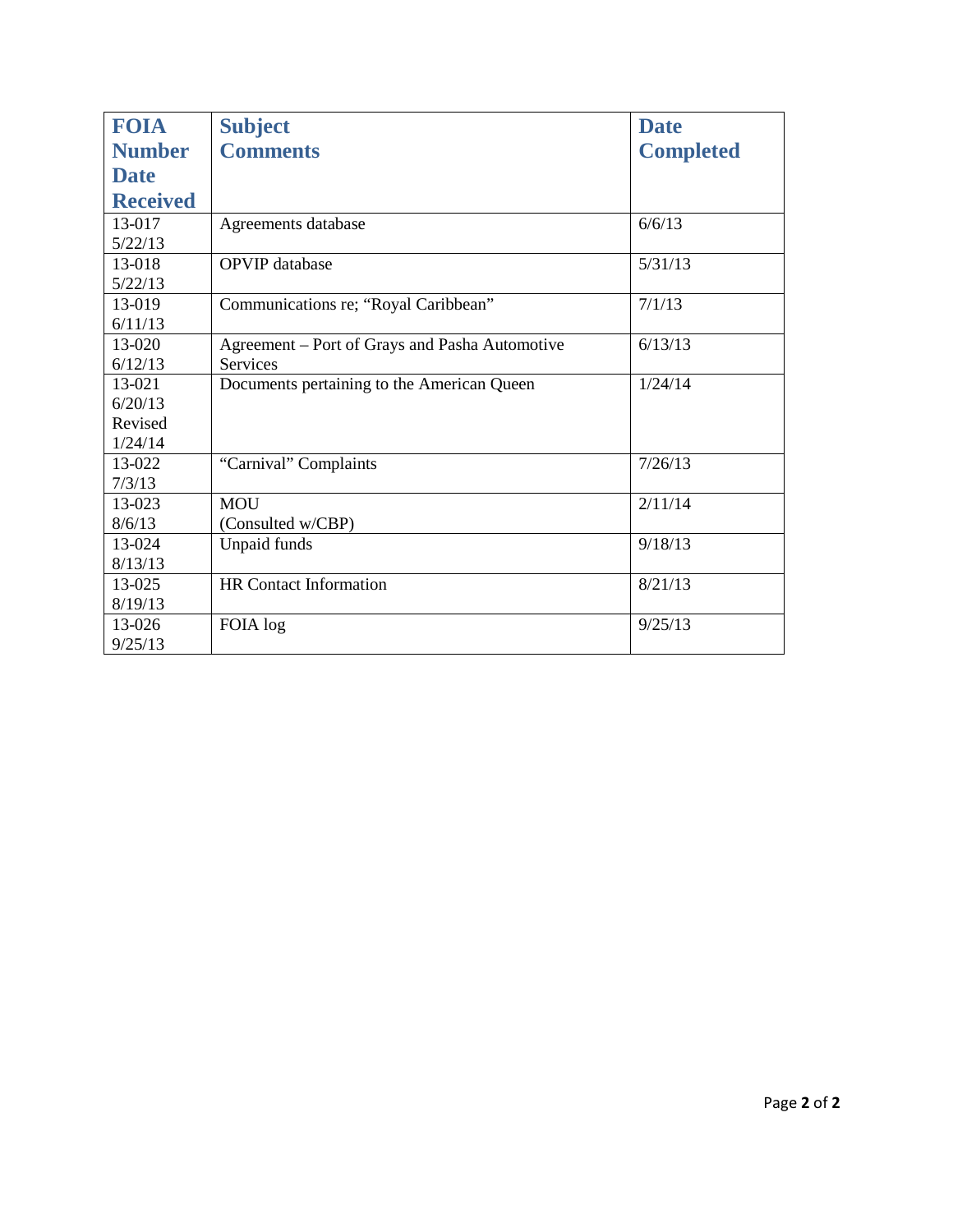| FOIA Number Date Received | Subject Comments | Date Completed |
|---|---|---|
| 13-017 5/22/13 | Agreements database | 6/6/13 |
| 13-018 5/22/13 | OPVIP database | 5/31/13 |
| 13-019 6/11/13 | Communications re; "Royal Caribbean" | 7/1/13 |
| 13-020 6/12/13 | Agreement – Port of Grays and Pasha Automotive Services | 6/13/13 |
| 13-021 6/20/13 Revised 1/24/14 | Documents pertaining to the American Queen | 1/24/14 |
| 13-022 7/3/13 | "Carnival" Complaints | 7/26/13 |
| 13-023 8/6/13 | MOU (Consulted w/CBP) | 2/11/14 |
| 13-024 8/13/13 | Unpaid funds | 9/18/13 |
| 13-025 8/19/13 | HR Contact Information | 8/21/13 |
| 13-026 9/25/13 | FOIA log | 9/25/13 |